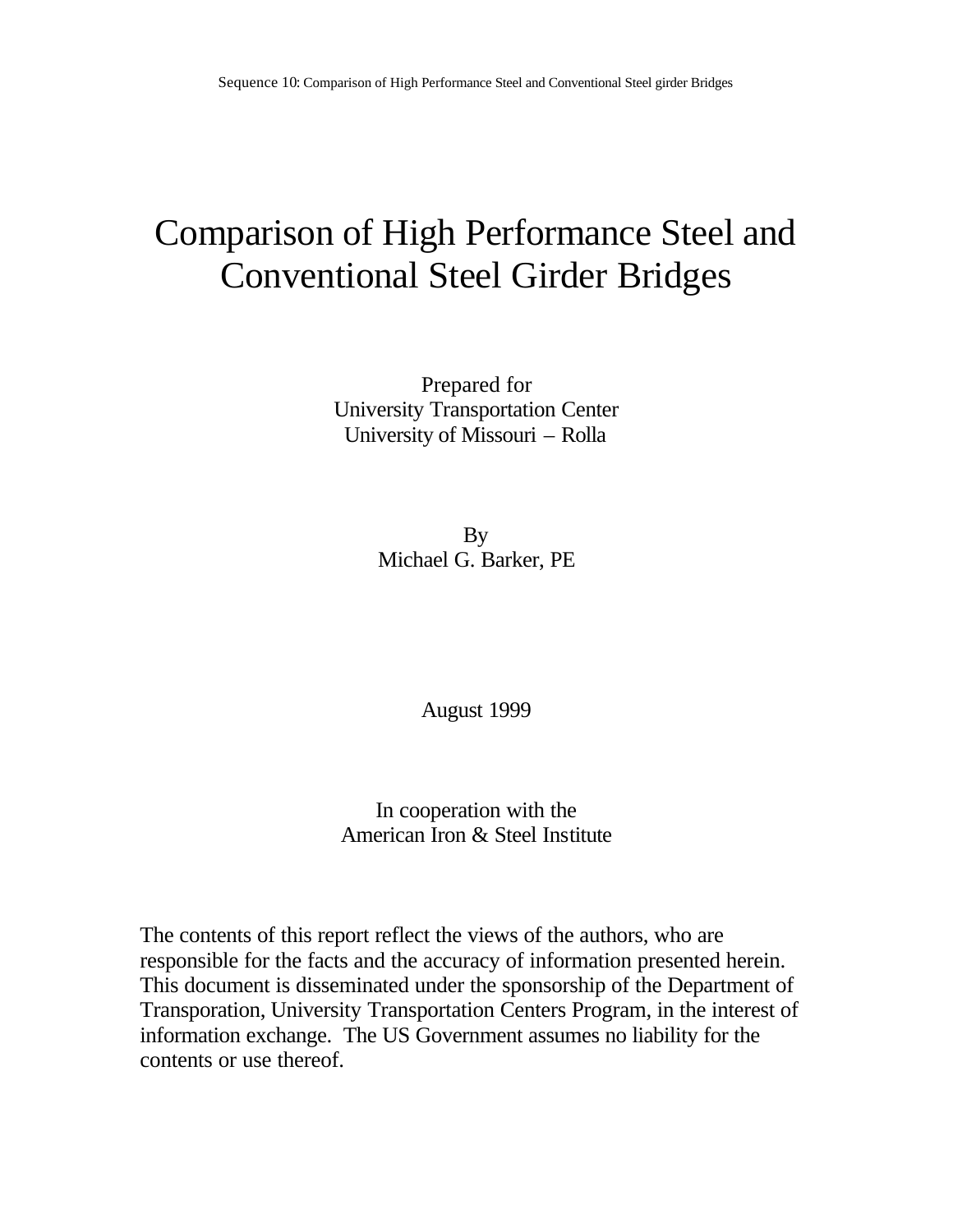# Comparison of High Performance Steel and Conventional Steel Girder Bridges

Prepared for
University Transportation Center
University of Missouri – Rolla

By
Michael G. Barker, PE

August 1999

In cooperation with the
American Iron & Steel Institute

The contents of this report reflect the views of the authors, who are responsible for the facts and the accuracy of information presented herein. This document is disseminated under the sponsorship of the Department of Transporation, University Transportation Centers Program, in the interest of information exchange. The US Government assumes no liability for the contents or use thereof.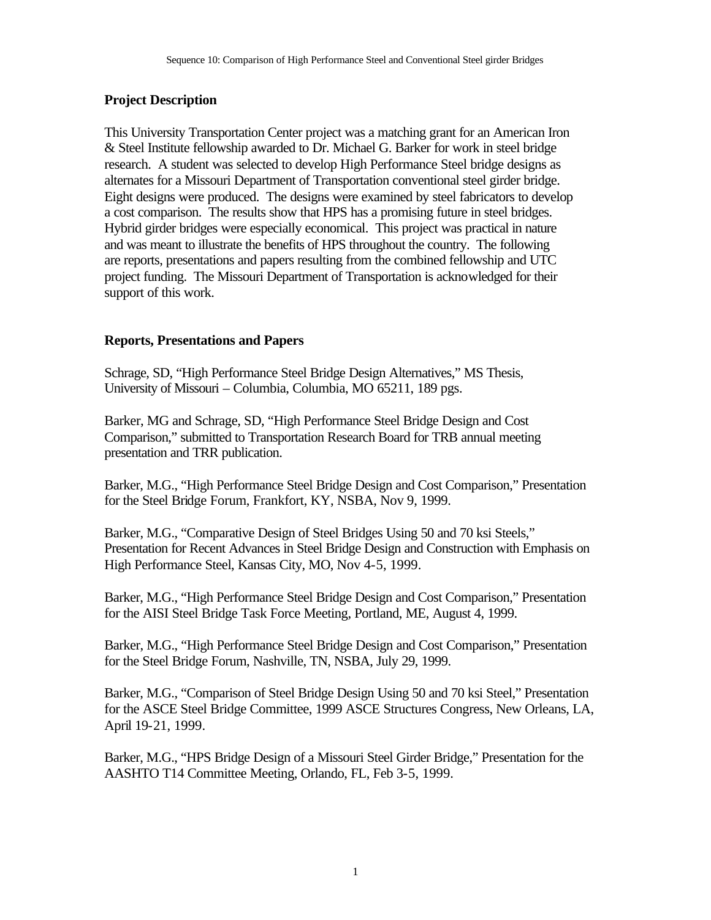## Project Description

This University Transportation Center project was a matching grant for an American Iron & Steel Institute fellowship awarded to Dr. Michael G. Barker for work in steel bridge research. A student was selected to develop High Performance Steel bridge designs as alternates for a Missouri Department of Transportation conventional steel girder bridge. Eight designs were produced. The designs were examined by steel fabricators to develop a cost comparison. The results show that HPS has a promising future in steel bridges. Hybrid girder bridges were especially economical. This project was practical in nature and was meant to illustrate the benefits of HPS throughout the country. The following are reports, presentations and papers resulting from the combined fellowship and UTC project funding. The Missouri Department of Transportation is acknowledged for their support of this work.

## Reports, Presentations and Papers

Schrage, SD, "High Performance Steel Bridge Design Alternatives," MS Thesis, University of Missouri – Columbia, Columbia, MO 65211, 189 pgs.

Barker, MG and Schrage, SD, "High Performance Steel Bridge Design and Cost Comparison," submitted to Transportation Research Board for TRB annual meeting presentation and TRR publication.

Barker, M.G., "High Performance Steel Bridge Design and Cost Comparison," Presentation for the Steel Bridge Forum, Frankfort, KY, NSBA, Nov 9, 1999.

Barker, M.G., "Comparative Design of Steel Bridges Using 50 and 70 ksi Steels," Presentation for Recent Advances in Steel Bridge Design and Construction with Emphasis on High Performance Steel, Kansas City, MO, Nov 4-5, 1999.

Barker, M.G., "High Performance Steel Bridge Design and Cost Comparison," Presentation for the AISI Steel Bridge Task Force Meeting, Portland, ME, August 4, 1999.

Barker, M.G., "High Performance Steel Bridge Design and Cost Comparison," Presentation for the Steel Bridge Forum, Nashville, TN, NSBA, July 29, 1999.

Barker, M.G., "Comparison of Steel Bridge Design Using 50 and 70 ksi Steel," Presentation for the ASCE Steel Bridge Committee, 1999 ASCE Structures Congress, New Orleans, LA, April 19-21, 1999.

Barker, M.G., "HPS Bridge Design of a Missouri Steel Girder Bridge," Presentation for the AASHTO T14 Committee Meeting, Orlando, FL, Feb 3-5, 1999.